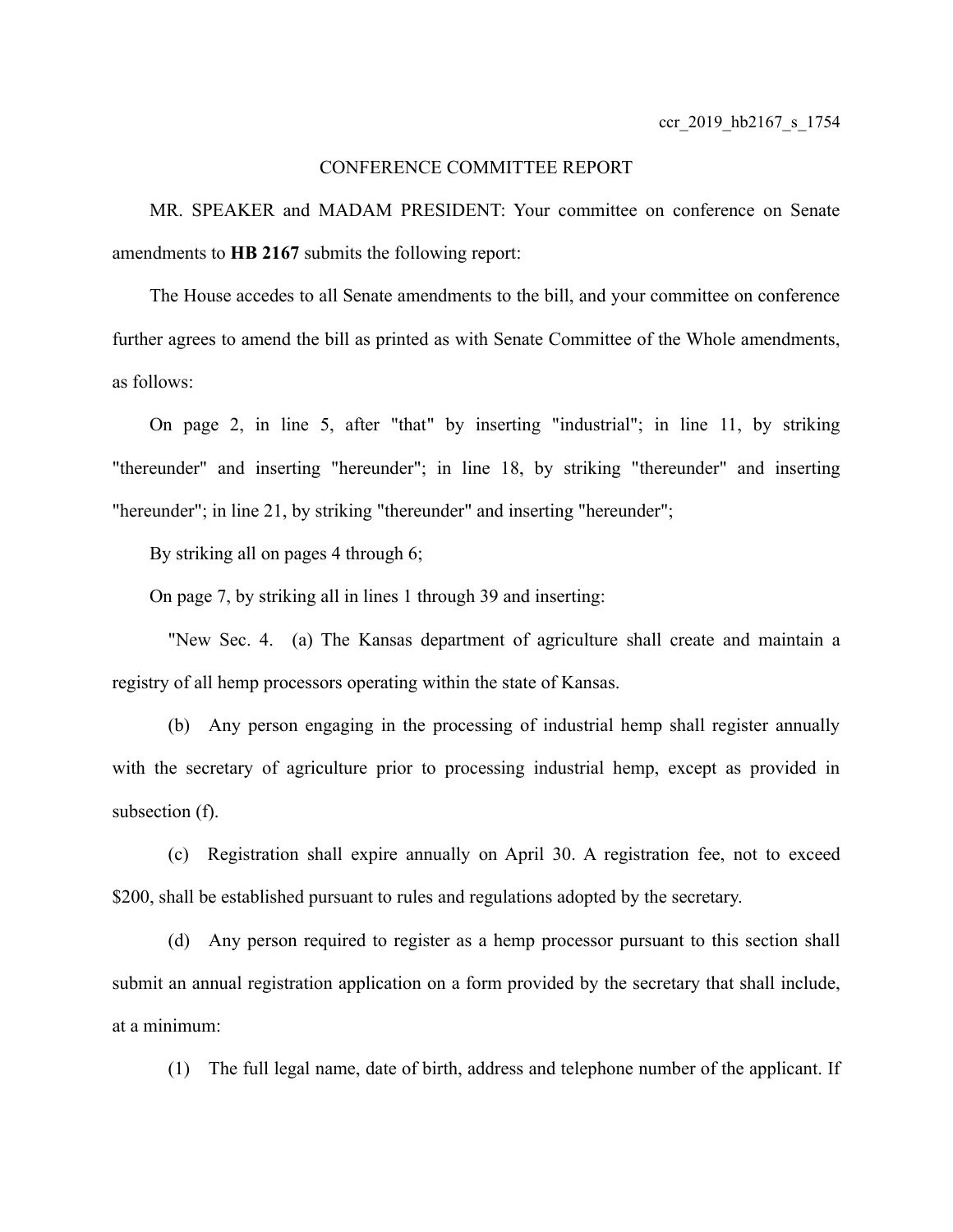ccr_2019_hb2167_s_1754

CONFERENCE COMMITTEE REPORT

MR. SPEAKER and MADAM PRESIDENT: Your committee on conference on Senate amendments to **HB 2167** submits the following report:

The House accedes to all Senate amendments to the bill, and your committee on conference further agrees to amend the bill as printed as with Senate Committee of the Whole amendments, as follows:

On page 2, in line 5, after "that" by inserting "industrial"; in line 11, by striking "thereunder" and inserting "hereunder"; in line 18, by striking "thereunder" and inserting "hereunder"; in line 21, by striking "thereunder" and inserting "hereunder";

By striking all on pages 4 through 6;

On page 7, by striking all in lines 1 through 39 and inserting:

"New Sec. 4. (a) The Kansas department of agriculture shall create and maintain a registry of all hemp processors operating within the state of Kansas.

(b) Any person engaging in the processing of industrial hemp shall register annually with the secretary of agriculture prior to processing industrial hemp, except as provided in subsection (f).

(c) Registration shall expire annually on April 30. A registration fee, not to exceed $200, shall be established pursuant to rules and regulations adopted by the secretary.

(d) Any person required to register as a hemp processor pursuant to this section shall submit an annual registration application on a form provided by the secretary that shall include, at a minimum:

(1) The full legal name, date of birth, address and telephone number of the applicant. If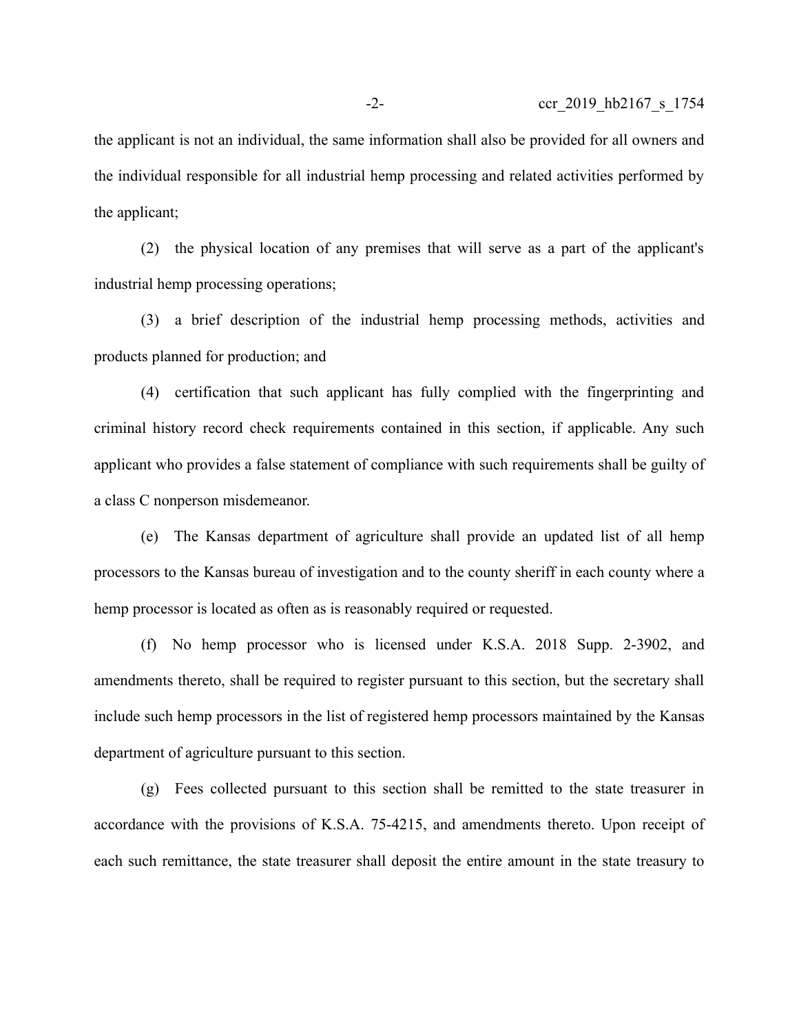the applicant is not an individual, the same information shall also be provided for all owners and the individual responsible for all industrial hemp processing and related activities performed by the applicant;

(2) the physical location of any premises that will serve as a part of the applicant's industrial hemp processing operations;

(3) a brief description of the industrial hemp processing methods, activities and products planned for production; and

(4) certification that such applicant has fully complied with the fingerprinting and criminal history record check requirements contained in this section, if applicable. Any such applicant who provides a false statement of compliance with such requirements shall be guilty of a class C nonperson misdemeanor.

(e) The Kansas department of agriculture shall provide an updated list of all hemp processors to the Kansas bureau of investigation and to the county sheriff in each county where a hemp processor is located as often as is reasonably required or requested.

(f) No hemp processor who is licensed under K.S.A. 2018 Supp. 2-3902, and amendments thereto, shall be required to register pursuant to this section, but the secretary shall include such hemp processors in the list of registered hemp processors maintained by the Kansas department of agriculture pursuant to this section.

(g) Fees collected pursuant to this section shall be remitted to the state treasurer in accordance with the provisions of K.S.A. 75-4215, and amendments thereto. Upon receipt of each such remittance, the state treasurer shall deposit the entire amount in the state treasury to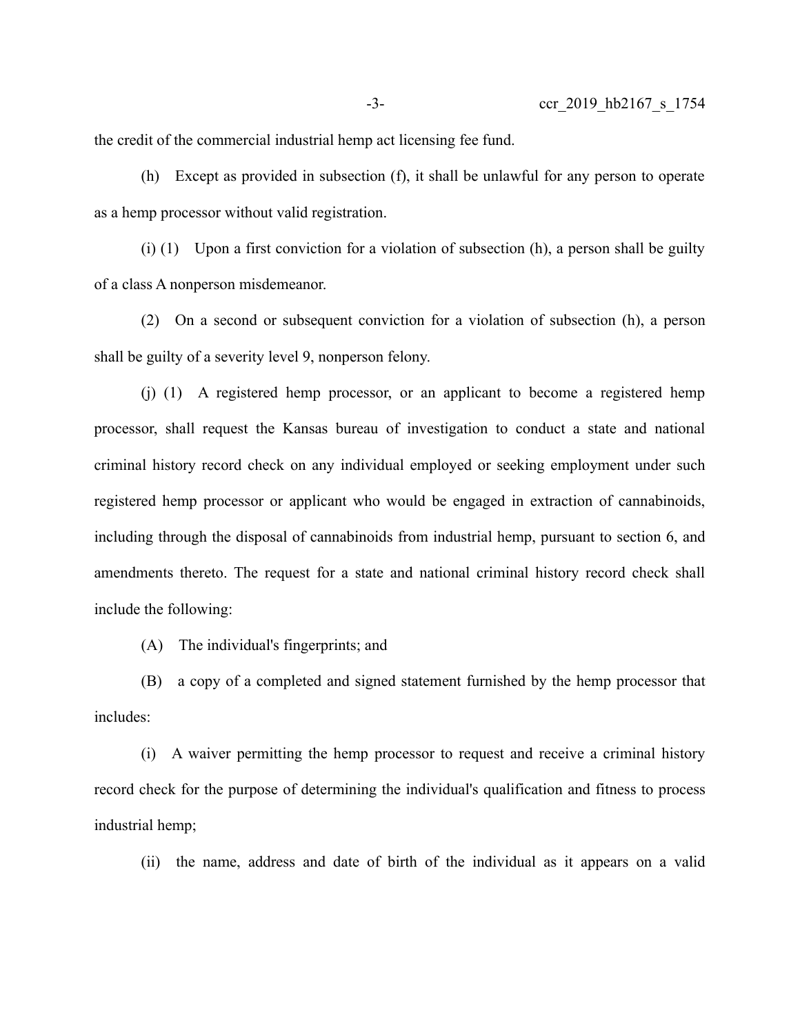the credit of the commercial industrial hemp act licensing fee fund.

(h) Except as provided in subsection (f), it shall be unlawful for any person to operate as a hemp processor without valid registration.

(i) (1) Upon a first conviction for a violation of subsection (h), a person shall be guilty of a class A nonperson misdemeanor.

(2) On a second or subsequent conviction for a violation of subsection (h), a person shall be guilty of a severity level 9, nonperson felony.

(j) (1) A registered hemp processor, or an applicant to become a registered hemp processor, shall request the Kansas bureau of investigation to conduct a state and national criminal history record check on any individual employed or seeking employment under such registered hemp processor or applicant who would be engaged in extraction of cannabinoids, including through the disposal of cannabinoids from industrial hemp, pursuant to section 6, and amendments thereto. The request for a state and national criminal history record check shall include the following:

(A) The individual's fingerprints; and

(B) a copy of a completed and signed statement furnished by the hemp processor that includes:

(i) A waiver permitting the hemp processor to request and receive a criminal history record check for the purpose of determining the individual's qualification and fitness to process industrial hemp;

(ii) the name, address and date of birth of the individual as it appears on a valid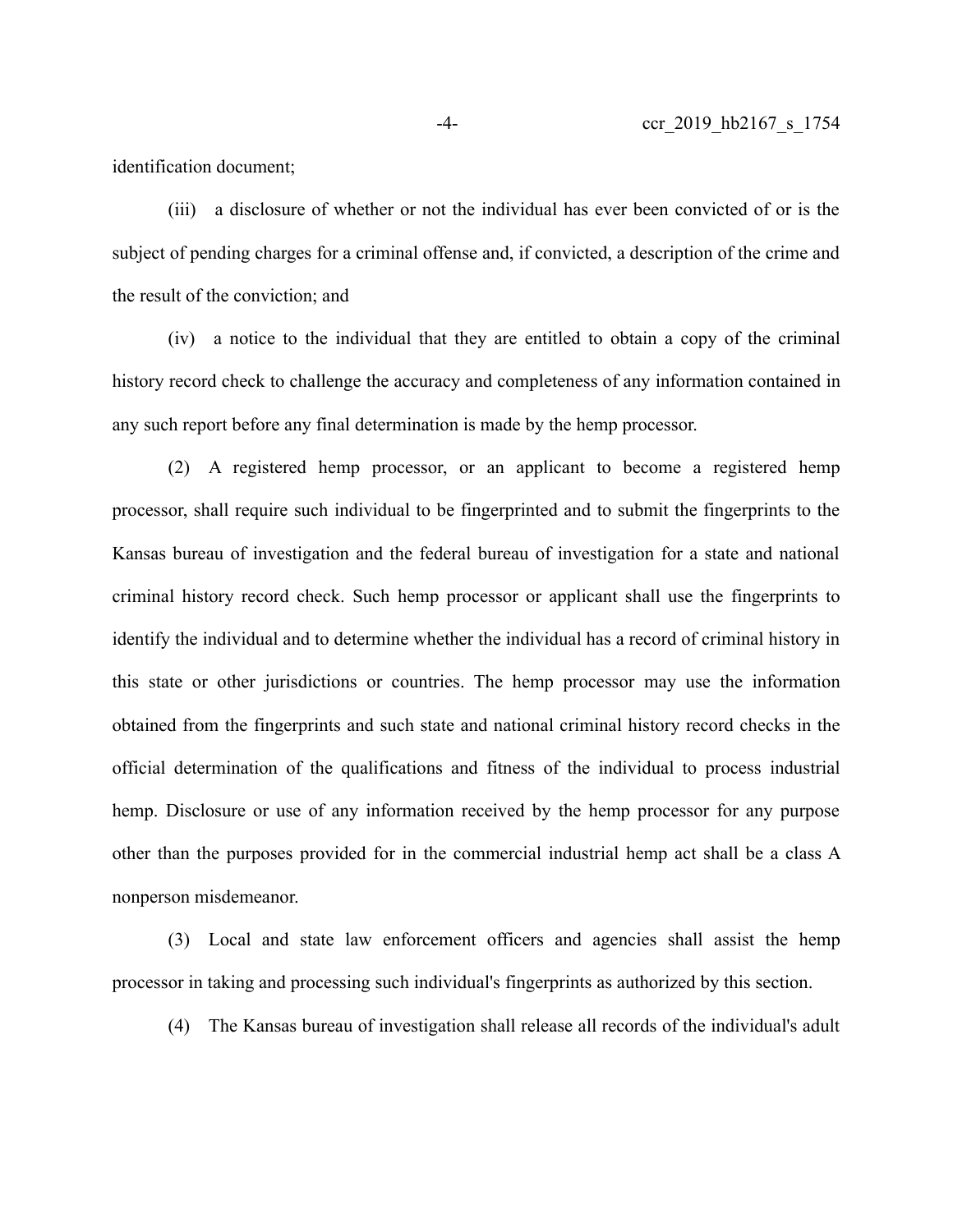identification document;

(iii) a disclosure of whether or not the individual has ever been convicted of or is the subject of pending charges for a criminal offense and, if convicted, a description of the crime and the result of the conviction; and

(iv) a notice to the individual that they are entitled to obtain a copy of the criminal history record check to challenge the accuracy and completeness of any information contained in any such report before any final determination is made by the hemp processor.

(2) A registered hemp processor, or an applicant to become a registered hemp processor, shall require such individual to be fingerprinted and to submit the fingerprints to the Kansas bureau of investigation and the federal bureau of investigation for a state and national criminal history record check. Such hemp processor or applicant shall use the fingerprints to identify the individual and to determine whether the individual has a record of criminal history in this state or other jurisdictions or countries. The hemp processor may use the information obtained from the fingerprints and such state and national criminal history record checks in the official determination of the qualifications and fitness of the individual to process industrial hemp. Disclosure or use of any information received by the hemp processor for any purpose other than the purposes provided for in the commercial industrial hemp act shall be a class A nonperson misdemeanor.

(3) Local and state law enforcement officers and agencies shall assist the hemp processor in taking and processing such individual's fingerprints as authorized by this section.

(4) The Kansas bureau of investigation shall release all records of the individual's adult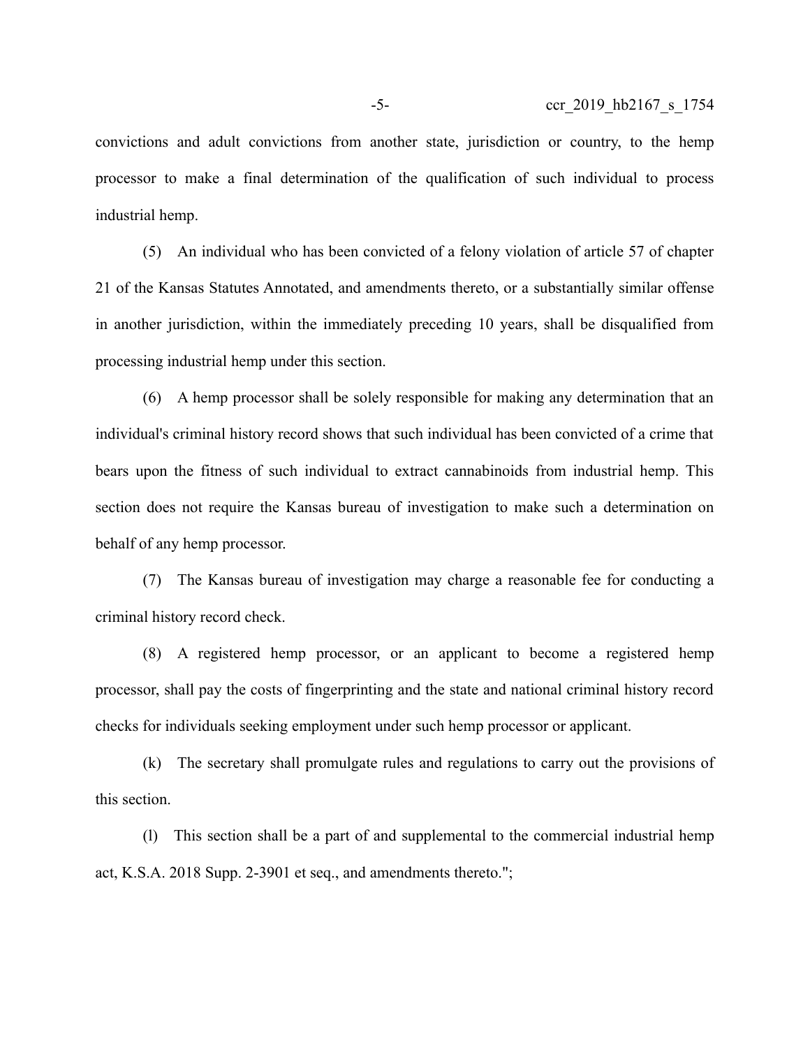convictions and adult convictions from another state, jurisdiction or country, to the hemp processor to make a final determination of the qualification of such individual to process industrial hemp.

(5) An individual who has been convicted of a felony violation of article 57 of chapter 21 of the Kansas Statutes Annotated, and amendments thereto, or a substantially similar offense in another jurisdiction, within the immediately preceding 10 years, shall be disqualified from processing industrial hemp under this section.

(6) A hemp processor shall be solely responsible for making any determination that an individual's criminal history record shows that such individual has been convicted of a crime that bears upon the fitness of such individual to extract cannabinoids from industrial hemp. This section does not require the Kansas bureau of investigation to make such a determination on behalf of any hemp processor.

(7) The Kansas bureau of investigation may charge a reasonable fee for conducting a criminal history record check.

(8) A registered hemp processor, or an applicant to become a registered hemp processor, shall pay the costs of fingerprinting and the state and national criminal history record checks for individuals seeking employment under such hemp processor or applicant.

(k) The secretary shall promulgate rules and regulations to carry out the provisions of this section.

(l) This section shall be a part of and supplemental to the commercial industrial hemp act, K.S.A. 2018 Supp. 2-3901 et seq., and amendments thereto.";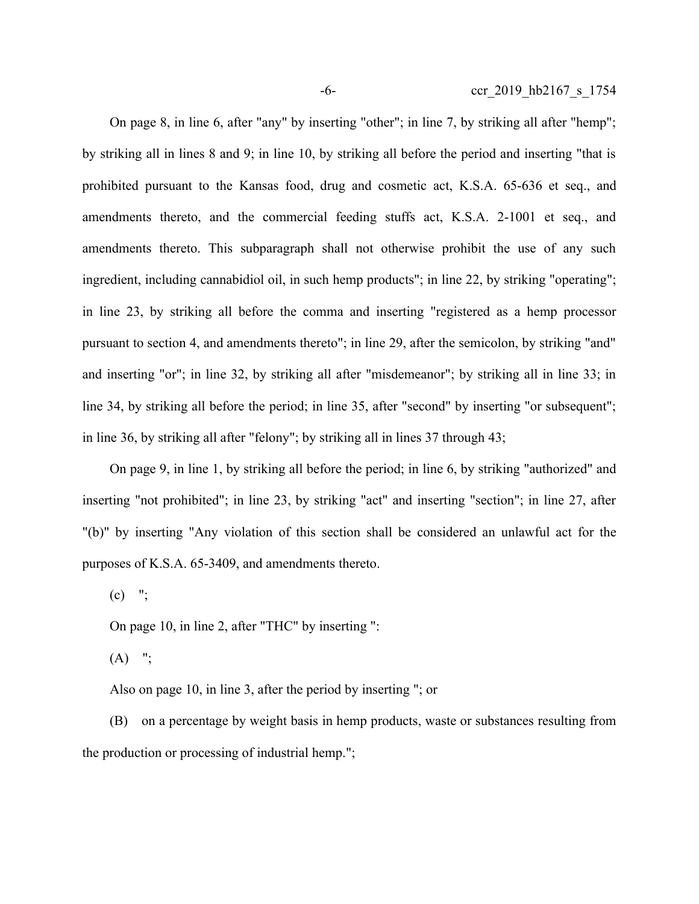On page 8, in line 6, after "any" by inserting "other"; in line 7, by striking all after "hemp"; by striking all in lines 8 and 9; in line 10, by striking all before the period and inserting "that is prohibited pursuant to the Kansas food, drug and cosmetic act, K.S.A. 65-636 et seq., and amendments thereto, and the commercial feeding stuffs act, K.S.A. 2-1001 et seq., and amendments thereto. This subparagraph shall not otherwise prohibit the use of any such ingredient, including cannabidiol oil, in such hemp products"; in line 22, by striking "operating"; in line 23, by striking all before the comma and inserting "registered as a hemp processor pursuant to section 4, and amendments thereto"; in line 29, after the semicolon, by striking "and" and inserting "or"; in line 32, by striking all after "misdemeanor"; by striking all in line 33; in line 34, by striking all before the period; in line 35, after "second" by inserting "or subsequent"; in line 36, by striking all after "felony"; by striking all in lines 37 through 43;

On page 9, in line 1, by striking all before the period; in line 6, by striking "authorized" and inserting "not prohibited"; in line 23, by striking "act" and inserting "section"; in line 27, after "(b)" by inserting "Any violation of this section shall be considered an unlawful act for the purposes of K.S.A. 65-3409, and amendments thereto.

(c) ";

On page 10, in line 2, after "THC" by inserting ":

(A) ";

Also on page 10, in line 3, after the period by inserting "; or

(B) on a percentage by weight basis in hemp products, waste or substances resulting from the production or processing of industrial hemp.";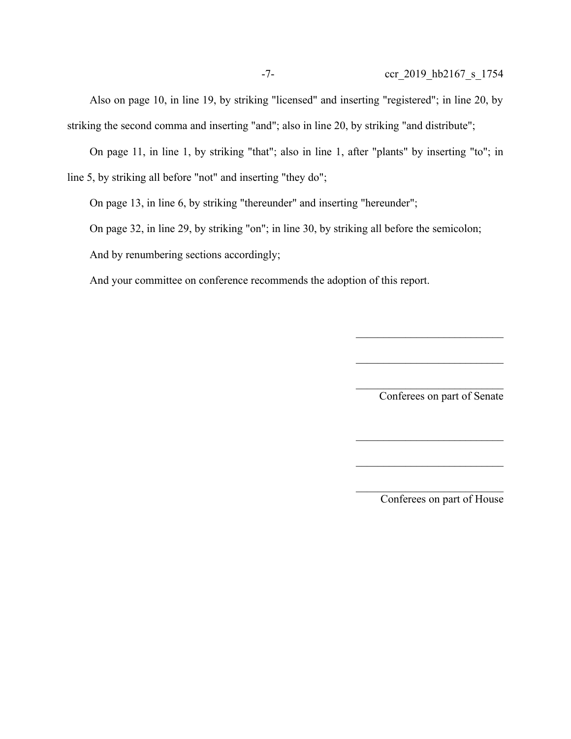Also on page 10, in line 19, by striking "licensed" and inserting "registered"; in line 20, by striking the second comma and inserting "and"; also in line 20, by striking "and distribute";

On page 11, in line 1, by striking "that"; also in line 1, after "plants" by inserting "to"; in line 5, by striking all before "not" and inserting "they do";

On page 13, in line 6, by striking "thereunder" and inserting "hereunder";

On page 32, in line 29, by striking "on"; in line 30, by striking all before the semicolon;

And by renumbering sections accordingly;

And your committee on conference recommends the adoption of this report.

\_\_\_\_\_\_\_\_\_\_\_\_\_\_\_\_\_\_\_\_\_\_\_\_\_\_

\_\_\_\_\_\_\_\_\_\_\_\_\_\_\_\_\_\_\_\_\_\_\_\_\_\_

\_\_\_\_\_\_\_\_\_\_\_\_\_\_\_\_\_\_\_\_\_\_\_\_\_\_

Conferees on part of Senate

\_\_\_\_\_\_\_\_\_\_\_\_\_\_\_\_\_\_\_\_\_\_\_\_\_\_

\_\_\_\_\_\_\_\_\_\_\_\_\_\_\_\_\_\_\_\_\_\_\_\_\_\_

\_\_\_\_\_\_\_\_\_\_\_\_\_\_\_\_\_\_\_\_\_\_\_\_\_\_

Conferees on part of House